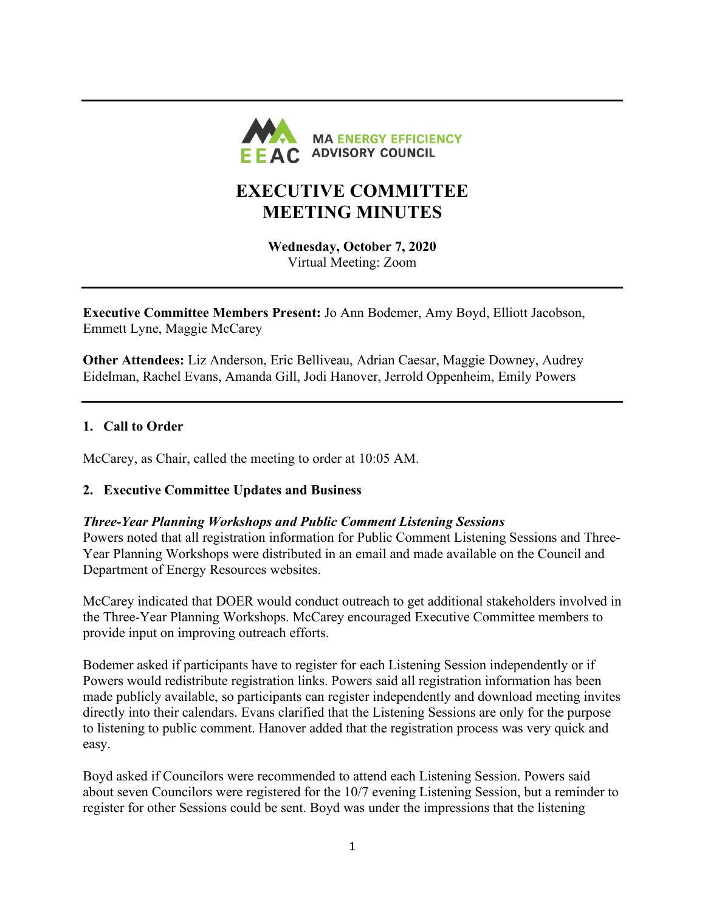MA ENERGY EFFICIENCY ADVISORY COUNCIL

# EXECUTIVE COMMITTEE MEETING MINUTES

**Wednesday, October 7, 2020**
Virtual Meeting: Zoom

**Executive Committee Members Present:** Jo Ann Bodemer, Amy Boyd, Elliott Jacobson, Emmett Lyne, Maggie McCarey

**Other Attendees:** Liz Anderson, Eric Belliveau, Adrian Caesar, Maggie Downey, Audrey Eidelman, Rachel Evans, Amanda Gill, Jodi Hanover, Jerrold Oppenheim, Emily Powers

## 1. Call to Order

McCarey, as Chair, called the meeting to order at 10:05 AM.

## 2. Executive Committee Updates and Business

***Three-Year Planning Workshops and Public Comment Listening Sessions***

Powers noted that all registration information for Public Comment Listening Sessions and Three-Year Planning Workshops were distributed in an email and made available on the Council and Department of Energy Resources websites.

McCarey indicated that DOER would conduct outreach to get additional stakeholders involved in the Three-Year Planning Workshops. McCarey encouraged Executive Committee members to provide input on improving outreach efforts.

Bodemer asked if participants have to register for each Listening Session independently or if Powers would redistribute registration links. Powers said all registration information has been made publicly available, so participants can register independently and download meeting invites directly into their calendars. Evans clarified that the Listening Sessions are only for the purpose to listening to public comment. Hanover added that the registration process was very quick and easy.

Boyd asked if Councilors were recommended to attend each Listening Session. Powers said about seven Councilors were registered for the 10/7 evening Listening Session, but a reminder to register for other Sessions could be sent. Boyd was under the impressions that the listening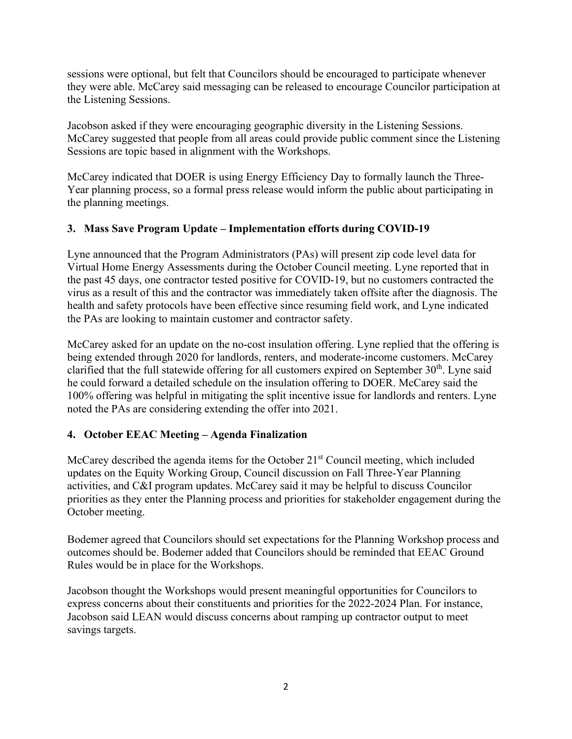sessions were optional, but felt that Councilors should be encouraged to participate whenever they were able. McCarey said messaging can be released to encourage Councilor participation at the Listening Sessions.

Jacobson asked if they were encouraging geographic diversity in the Listening Sessions. McCarey suggested that people from all areas could provide public comment since the Listening Sessions are topic based in alignment with the Workshops.

McCarey indicated that DOER is using Energy Efficiency Day to formally launch the Three-Year planning process, so a formal press release would inform the public about participating in the planning meetings.

### 3. Mass Save Program Update – Implementation efforts during COVID-19

Lyne announced that the Program Administrators (PAs) will present zip code level data for Virtual Home Energy Assessments during the October Council meeting. Lyne reported that in the past 45 days, one contractor tested positive for COVID-19, but no customers contracted the virus as a result of this and the contractor was immediately taken offsite after the diagnosis. The health and safety protocols have been effective since resuming field work, and Lyne indicated the PAs are looking to maintain customer and contractor safety.

McCarey asked for an update on the no-cost insulation offering. Lyne replied that the offering is being extended through 2020 for landlords, renters, and moderate-income customers. McCarey clarified that the full statewide offering for all customers expired on September 30th. Lyne said he could forward a detailed schedule on the insulation offering to DOER. McCarey said the 100% offering was helpful in mitigating the split incentive issue for landlords and renters. Lyne noted the PAs are considering extending the offer into 2021.

### 4. October EEAC Meeting – Agenda Finalization

McCarey described the agenda items for the October 21st Council meeting, which included updates on the Equity Working Group, Council discussion on Fall Three-Year Planning activities, and C&I program updates. McCarey said it may be helpful to discuss Councilor priorities as they enter the Planning process and priorities for stakeholder engagement during the October meeting.

Bodemer agreed that Councilors should set expectations for the Planning Workshop process and outcomes should be. Bodemer added that Councilors should be reminded that EEAC Ground Rules would be in place for the Workshops.

Jacobson thought the Workshops would present meaningful opportunities for Councilors to express concerns about their constituents and priorities for the 2022-2024 Plan. For instance, Jacobson said LEAN would discuss concerns about ramping up contractor output to meet savings targets.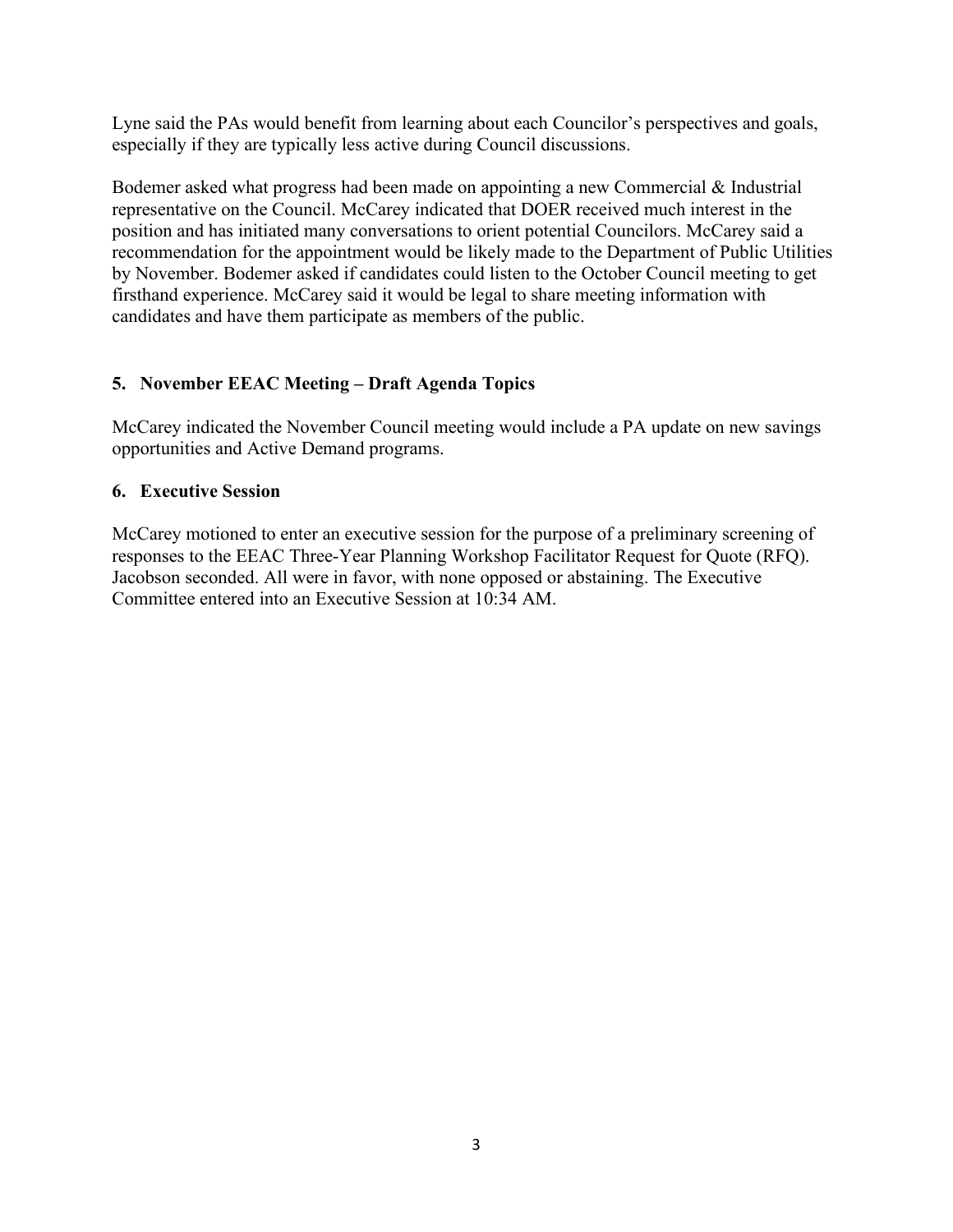Lyne said the PAs would benefit from learning about each Councilor's perspectives and goals, especially if they are typically less active during Council discussions.

Bodemer asked what progress had been made on appointing a new Commercial & Industrial representative on the Council. McCarey indicated that DOER received much interest in the position and has initiated many conversations to orient potential Councilors. McCarey said a recommendation for the appointment would be likely made to the Department of Public Utilities by November. Bodemer asked if candidates could listen to the October Council meeting to get firsthand experience. McCarey said it would be legal to share meeting information with candidates and have them participate as members of the public.

## 5. November EEAC Meeting – Draft Agenda Topics

McCarey indicated the November Council meeting would include a PA update on new savings opportunities and Active Demand programs.

## 6. Executive Session

McCarey motioned to enter an executive session for the purpose of a preliminary screening of responses to the EEAC Three-Year Planning Workshop Facilitator Request for Quote (RFQ). Jacobson seconded. All were in favor, with none opposed or abstaining. The Executive Committee entered into an Executive Session at 10:34 AM.